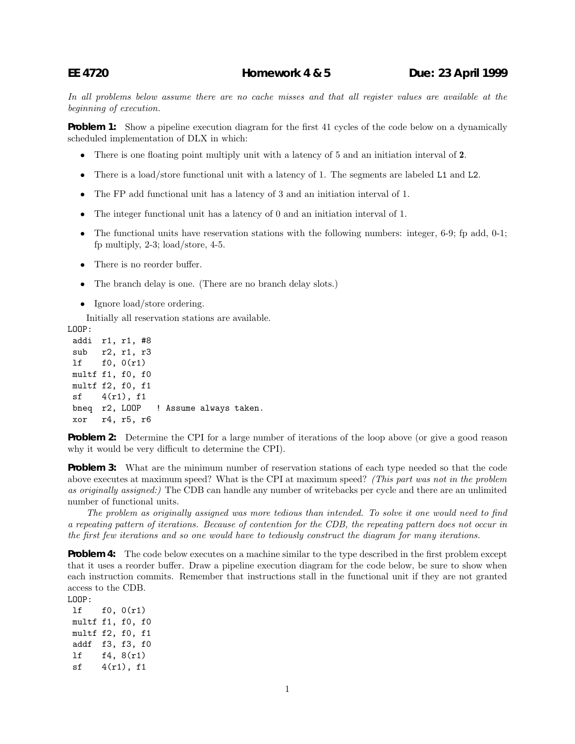# EE 4720 Homework 4 & 5 Due: 23 April 1999

*In all problems below assume there are no cache misses and that all register values are available at the beginning of execution.*

**Problem 1:** Show a pipeline execution diagram for the first 41 cycles of the code below on a dynamically scheduled implementation of DLX in which:

- There is one floating point multiply unit with a latency of 5 and an initiation interval of **2**.
- There is a load/store functional unit with a latency of 1. The segments are labeled `L1` and `L2`.
- The FP add functional unit has a latency of 3 and an initiation interval of 1.
- The integer functional unit has a latency of 0 and an initiation interval of 1.
- The functional units have reservation stations with the following numbers: integer, 6-9; fp add, 0-1; fp multiply, 2-3; load/store, 4-5.
- There is no reorder buffer.
- The branch delay is one. (There are no branch delay slots.)
- Ignore load/store ordering.

Initially all reservation stations are available.

```
LOOP:
 addi  r1, r1, #8
 sub   r2, r1, r3
 lf    f0, 0(r1)
 multf f1, f0, f0
 multf f2, f0, f1
 sf    4(r1), f1
 bneq  r2, LOOP   ! Assume always taken.
 xor   r4, r5, r6
```

**Problem 2:** Determine the CPI for a large number of iterations of the loop above (or give a good reason why it would be very difficult to determine the CPI).

**Problem 3:** What are the minimum number of reservation stations of each type needed so that the code above executes at maximum speed? What is the CPI at maximum speed? *(This part was not in the problem as originally assigned:)* The CDB can handle any number of writebacks per cycle and there are an unlimited number of functional units.

*The problem as originally assigned was more tedious than intended. To solve it one would need to find a repeating pattern of iterations. Because of contention for the CDB, the repeating pattern does not occur in the first few iterations and so one would have to tediously construct the diagram for many iterations.*

**Problem 4:** The code below executes on a machine similar to the type described in the first problem except that it uses a reorder buffer. Draw a pipeline execution diagram for the code below, be sure to show when each instruction commits. Remember that instructions stall in the functional unit if they are not granted access to the CDB.

```
LOOP:
 lf    f0, 0(r1)
 multf f1, f0, f0
 multf f2, f0, f1
 addf  f3, f3, f0
 lf    f4, 8(r1)
 sf    4(r1), f1
```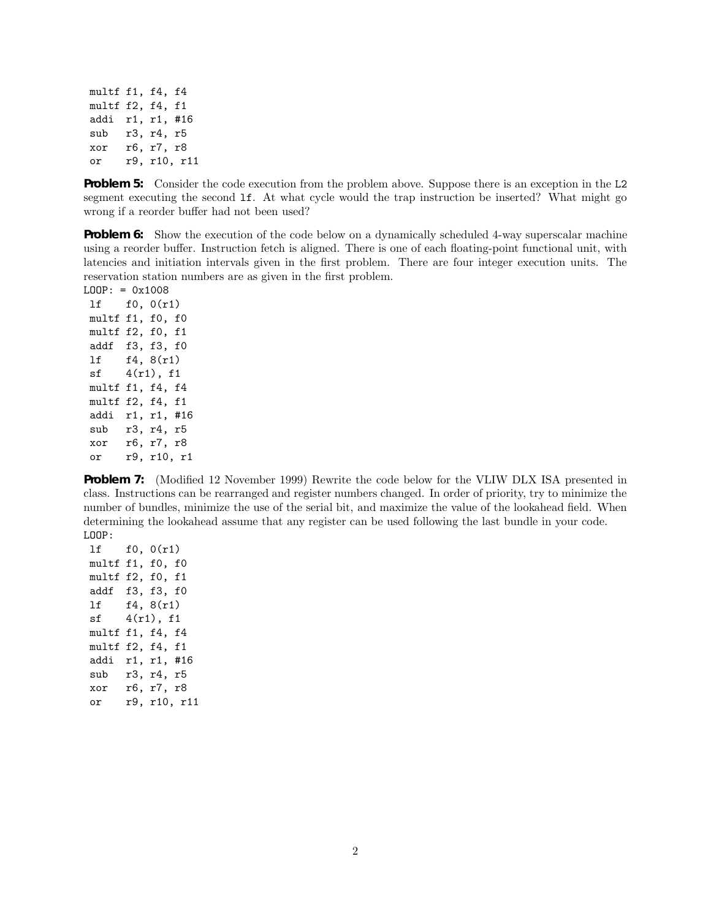```
 multf f1, f4, f4
 multf f2, f4, f1
 addi  r1, r1, #16
 sub   r3, r4, r5
 xor   r6, r7, r8
 or    r9, r10, r11
```

**Problem 5:** Consider the code execution from the problem above. Suppose there is an exception in the L2 segment executing the second `lf`. At what cycle would the trap instruction be inserted? What might go wrong if a reorder buffer had not been used?

**Problem 6:** Show the execution of the code below on a dynamically scheduled 4-way superscalar machine using a reorder buffer. Instruction fetch is aligned. There is one of each floating-point functional unit, with latencies and initiation intervals given in the first problem. There are four integer execution units. The reservation station numbers are as given in the first problem.

```
LOOP: = 0x1008
 lf    f0, 0(r1)
 multf f1, f0, f0
 multf f2, f0, f1
 addf  f3, f3, f0
 lf    f4, 8(r1)
 sf    4(r1), f1
 multf f1, f4, f4
 multf f2, f4, f1
 addi  r1, r1, #16
 sub   r3, r4, r5
 xor   r6, r7, r8
 or    r9, r10, r1
```

**Problem 7:** (Modified 12 November 1999) Rewrite the code below for the VLIW DLX ISA presented in class. Instructions can be rearranged and register numbers changed. In order of priority, try to minimize the number of bundles, minimize the use of the serial bit, and maximize the value of the lookahead field. When determining the lookahead assume that any register can be used following the last bundle in your code.

```
LOOP:
 lf    f0, 0(r1)
 multf f1, f0, f0
 multf f2, f0, f1
 addf  f3, f3, f0
 lf    f4, 8(r1)
 sf    4(r1), f1
 multf f1, f4, f4
 multf f2, f4, f1
 addi  r1, r1, #16
 sub   r3, r4, r5
 xor   r6, r7, r8
 or    r9, r10, r11
```